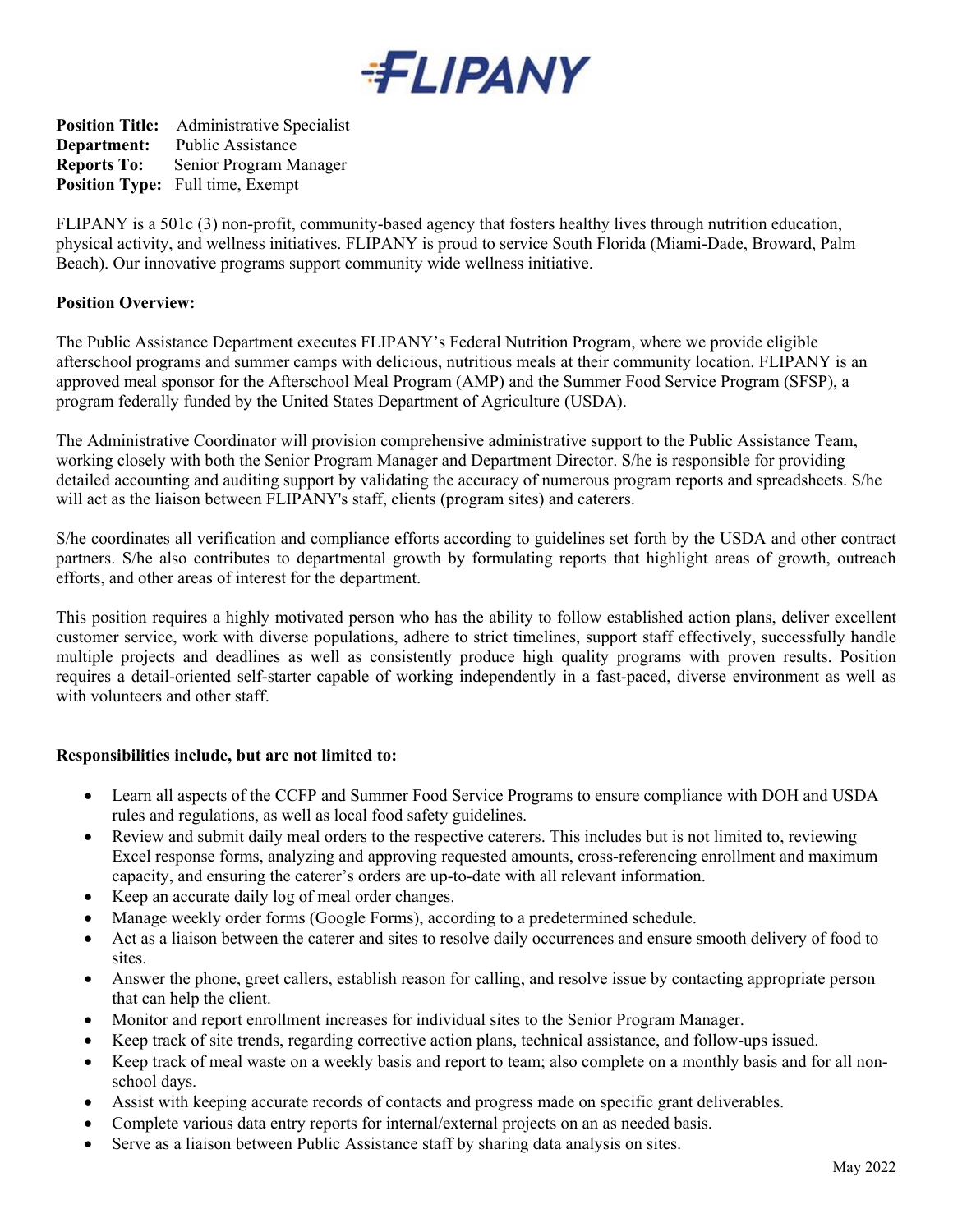**FLIPANY**

**Position Title:** Administrative Specialist
**Department:** Public Assistance
**Reports To:** Senior Program Manager
**Position Type:** Full time, Exempt

FLIPANY is a 501c (3) non-profit, community-based agency that fosters healthy lives through nutrition education, physical activity, and wellness initiatives. FLIPANY is proud to service South Florida (Miami-Dade, Broward, Palm Beach). Our innovative programs support community wide wellness initiative.

**Position Overview:**

The Public Assistance Department executes FLIPANY's Federal Nutrition Program, where we provide eligible afterschool programs and summer camps with delicious, nutritious meals at their community location. FLIPANY is an approved meal sponsor for the Afterschool Meal Program (AMP) and the Summer Food Service Program (SFSP), a program federally funded by the United States Department of Agriculture (USDA).

The Administrative Coordinator will provision comprehensive administrative support to the Public Assistance Team, working closely with both the Senior Program Manager and Department Director. S/he is responsible for providing detailed accounting and auditing support by validating the accuracy of numerous program reports and spreadsheets. S/he will act as the liaison between FLIPANY's staff, clients (program sites) and caterers.

S/he coordinates all verification and compliance efforts according to guidelines set forth by the USDA and other contract partners. S/he also contributes to departmental growth by formulating reports that highlight areas of growth, outreach efforts, and other areas of interest for the department.

This position requires a highly motivated person who has the ability to follow established action plans, deliver excellent customer service, work with diverse populations, adhere to strict timelines, support staff effectively, successfully handle multiple projects and deadlines as well as consistently produce high quality programs with proven results. Position requires a detail-oriented self-starter capable of working independently in a fast-paced, diverse environment as well as with volunteers and other staff.

**Responsibilities include, but are not limited to:**

- Learn all aspects of the CCFP and Summer Food Service Programs to ensure compliance with DOH and USDA rules and regulations, as well as local food safety guidelines.
- Review and submit daily meal orders to the respective caterers. This includes but is not limited to, reviewing Excel response forms, analyzing and approving requested amounts, cross-referencing enrollment and maximum capacity, and ensuring the caterer's orders are up-to-date with all relevant information.
- Keep an accurate daily log of meal order changes.
- Manage weekly order forms (Google Forms), according to a predetermined schedule.
- Act as a liaison between the caterer and sites to resolve daily occurrences and ensure smooth delivery of food to sites.
- Answer the phone, greet callers, establish reason for calling, and resolve issue by contacting appropriate person that can help the client.
- Monitor and report enrollment increases for individual sites to the Senior Program Manager.
- Keep track of site trends, regarding corrective action plans, technical assistance, and follow-ups issued.
- Keep track of meal waste on a weekly basis and report to team; also complete on a monthly basis and for all non-school days.
- Assist with keeping accurate records of contacts and progress made on specific grant deliverables.
- Complete various data entry reports for internal/external projects on an as needed basis.
- Serve as a liaison between Public Assistance staff by sharing data analysis on sites.

May 2022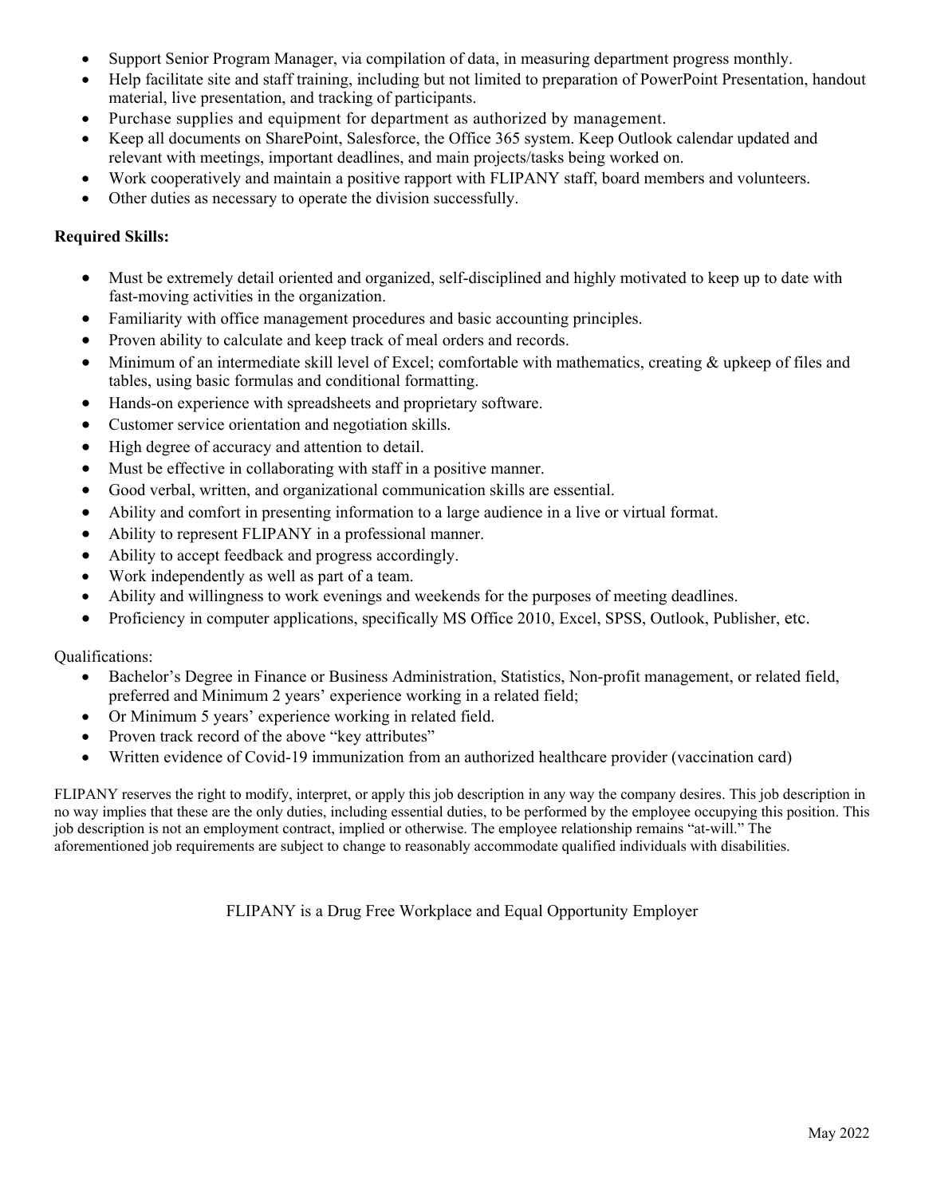- Support Senior Program Manager, via compilation of data, in measuring department progress monthly.
- Help facilitate site and staff training, including but not limited to preparation of PowerPoint Presentation, handout material, live presentation, and tracking of participants.
- Purchase supplies and equipment for department as authorized by management.
- Keep all documents on SharePoint, Salesforce, the Office 365 system. Keep Outlook calendar updated and relevant with meetings, important deadlines, and main projects/tasks being worked on.
- Work cooperatively and maintain a positive rapport with FLIPANY staff, board members and volunteers.
- Other duties as necessary to operate the division successfully.

**Required Skills:**

- Must be extremely detail oriented and organized, self-disciplined and highly motivated to keep up to date with fast-moving activities in the organization.
- Familiarity with office management procedures and basic accounting principles.
- Proven ability to calculate and keep track of meal orders and records.
- Minimum of an intermediate skill level of Excel; comfortable with mathematics, creating & upkeep of files and tables, using basic formulas and conditional formatting.
- Hands-on experience with spreadsheets and proprietary software.
- Customer service orientation and negotiation skills.
- High degree of accuracy and attention to detail.
- Must be effective in collaborating with staff in a positive manner.
- Good verbal, written, and organizational communication skills are essential.
- Ability and comfort in presenting information to a large audience in a live or virtual format.
- Ability to represent FLIPANY in a professional manner.
- Ability to accept feedback and progress accordingly.
- Work independently as well as part of a team.
- Ability and willingness to work evenings and weekends for the purposes of meeting deadlines.
- Proficiency in computer applications, specifically MS Office 2010, Excel, SPSS, Outlook, Publisher, etc.

Qualifications:

- Bachelor's Degree in Finance or Business Administration, Statistics, Non-profit management, or related field, preferred and Minimum 2 years' experience working in a related field;
- Or Minimum 5 years' experience working in related field.
- Proven track record of the above "key attributes"
- Written evidence of Covid-19 immunization from an authorized healthcare provider (vaccination card)

FLIPANY reserves the right to modify, interpret, or apply this job description in any way the company desires. This job description in no way implies that these are the only duties, including essential duties, to be performed by the employee occupying this position. This job description is not an employment contract, implied or otherwise. The employee relationship remains "at-will." The aforementioned job requirements are subject to change to reasonably accommodate qualified individuals with disabilities.

FLIPANY is a Drug Free Workplace and Equal Opportunity Employer

May 2022